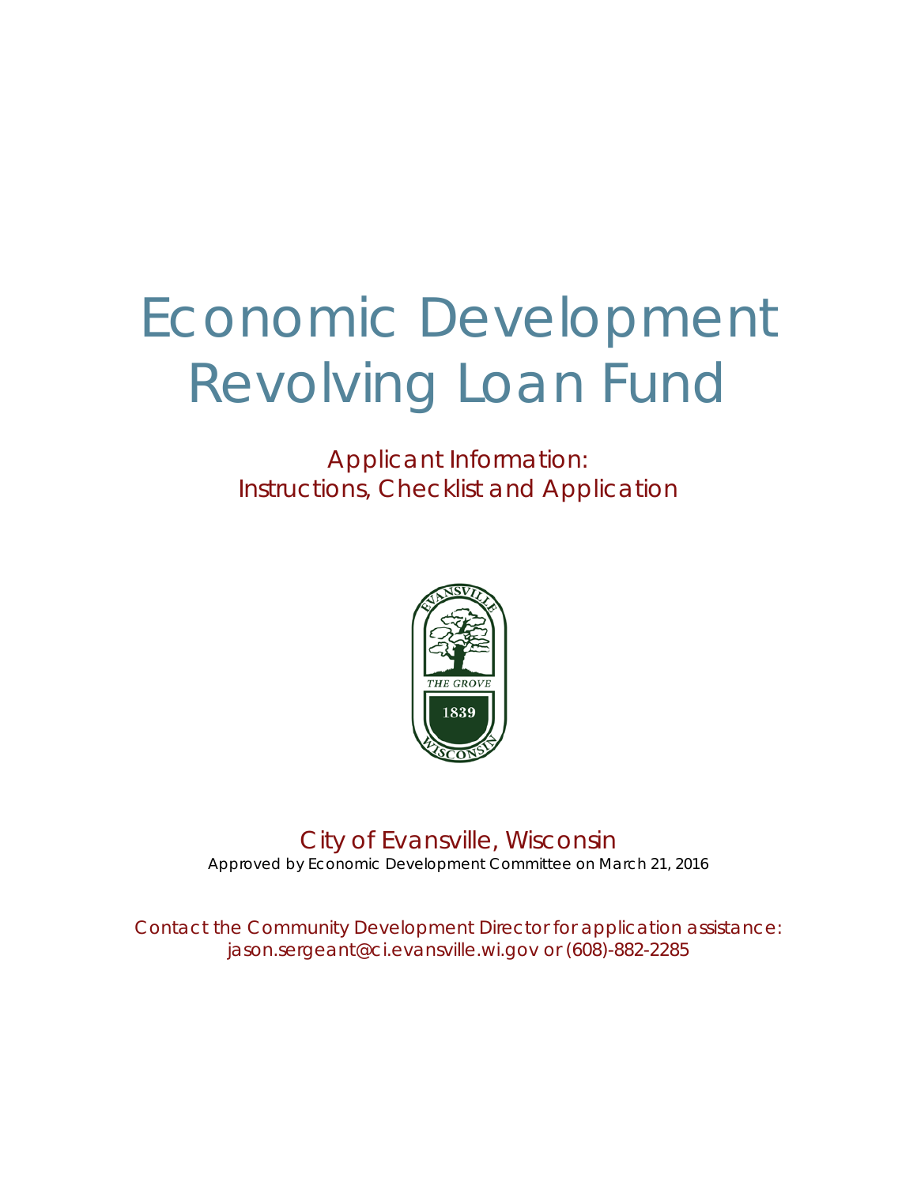# Economic Development Revolving Loan Fund

## Applicant Information: Instructions, Checklist and Application

City of Evansville, Wisconsin

Approved by Economic Development Committee on March 21, 2016

Contact the Community Development Director for application assistance: jason.sergeant@ci.evansville.wi.gov or (608)-882-2285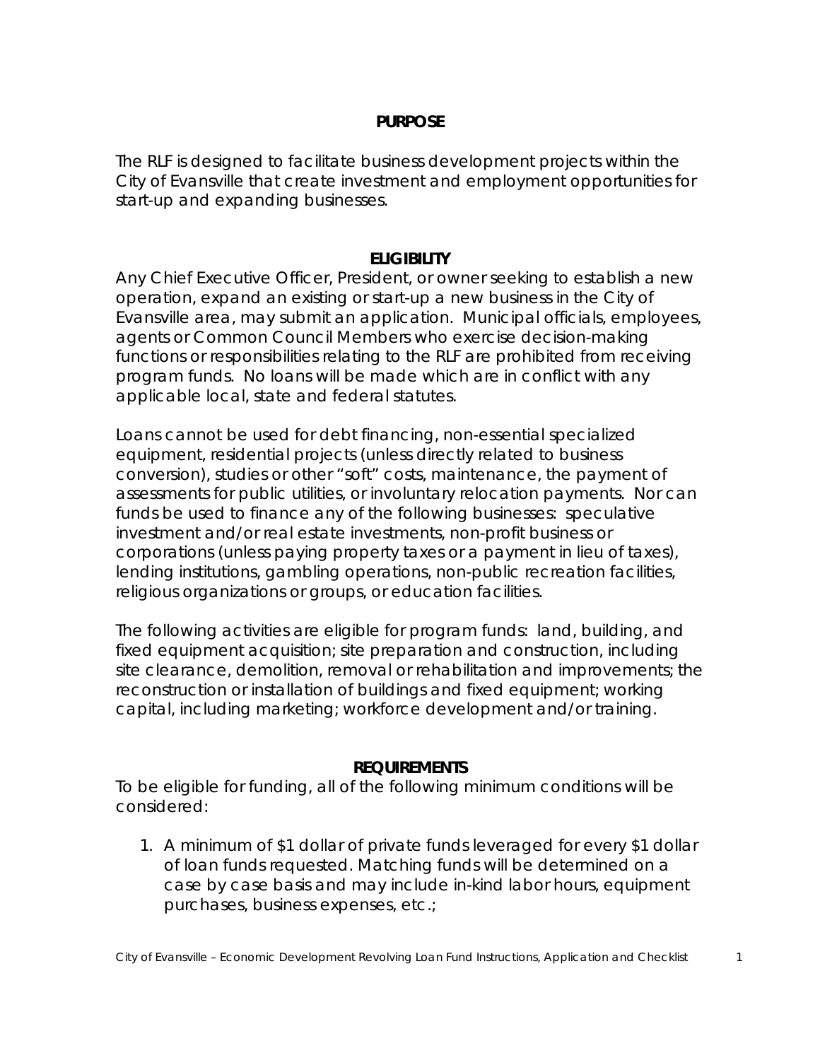## PURPOSE

The RLF is designed to facilitate business development projects within the City of Evansville that create investment and employment opportunities for start-up and expanding businesses.

## ELIGIBILITY

Any Chief Executive Officer, President, or owner seeking to establish a new operation, expand an existing or start-up a new business in the City of Evansville area, may submit an application. Municipal officials, employees, agents or Common Council Members who exercise decision-making functions or responsibilities relating to the RLF are prohibited from receiving program funds. No loans will be made which are in conflict with any applicable local, state and federal statutes.

Loans cannot be used for debt financing, non-essential specialized equipment, residential projects (unless directly related to business conversion), studies or other "soft" costs, maintenance, the payment of assessments for public utilities, or involuntary relocation payments. Nor can funds be used to finance any of the following businesses: speculative investment and/or real estate investments, non-profit business or corporations (unless paying property taxes or a payment in lieu of taxes), lending institutions, gambling operations, non-public recreation facilities, religious organizations or groups, or education facilities.

The following activities are eligible for program funds: land, building, and fixed equipment acquisition; site preparation and construction, including site clearance, demolition, removal or rehabilitation and improvements; the reconstruction or installation of buildings and fixed equipment; working capital, including marketing; workforce development and/or training.

## REQUIREMENTS

To be eligible for funding, all of the following minimum conditions will be considered:

1. A minimum of $1 dollar of private funds leveraged for every $1 dollar of loan funds requested. Matching funds will be determined on a case by case basis and may include in-kind labor hours, equipment purchases, business expenses, etc.;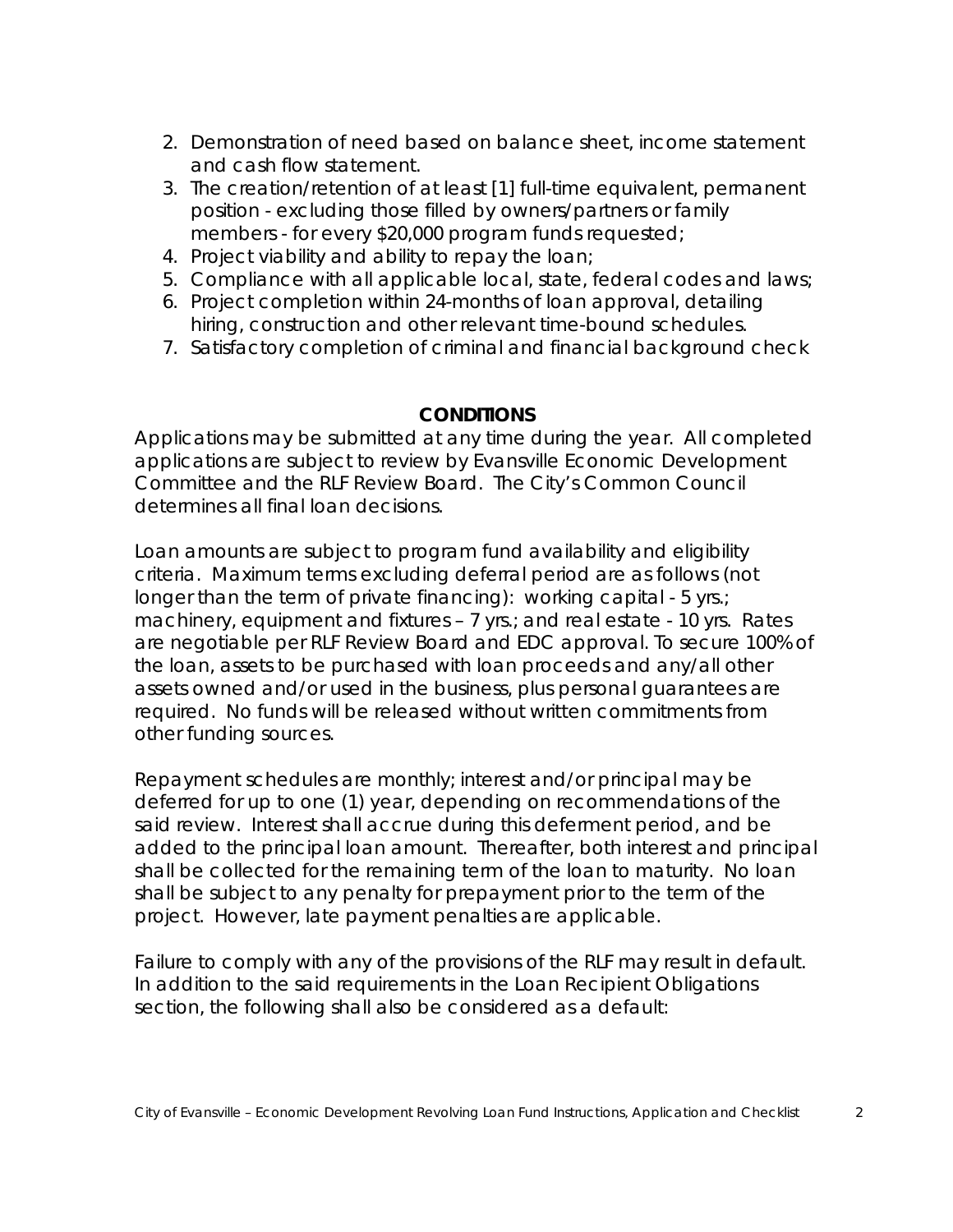2. Demonstration of need based on balance sheet, income statement and cash flow statement.
3. The creation/retention of at least [1] full-time equivalent, permanent position - excluding those filled by owners/partners or family members - for every $20,000 program funds requested;
4. Project viability and ability to repay the loan;
5. Compliance with all applicable local, state, federal codes and laws;
6. Project completion within 24-months of loan approval, detailing hiring, construction and other relevant time-bound schedules.
7. Satisfactory completion of criminal and financial background check

## CONDITIONS

Applications may be submitted at any time during the year. All completed applications are subject to review by Evansville Economic Development Committee and the RLF Review Board. The City's Common Council determines all final loan decisions.

Loan amounts are subject to program fund availability and eligibility criteria. Maximum terms excluding deferral period are as follows (not longer than the term of private financing): working capital - 5 yrs.; machinery, equipment and fixtures – 7 yrs.; and real estate - 10 yrs. Rates are negotiable per RLF Review Board and EDC approval. To secure 100% of the loan, assets to be purchased with loan proceeds and any/all other assets owned and/or used in the business, plus personal guarantees are required. No funds will be released without written commitments from other funding sources.

Repayment schedules are monthly; interest and/or principal may be deferred for up to one (1) year, depending on recommendations of the said review. Interest shall accrue during this deferment period, and be added to the principal loan amount. Thereafter, both interest and principal shall be collected for the remaining term of the loan to maturity. No loan shall be subject to any penalty for prepayment prior to the term of the project. However, late payment penalties are applicable.

Failure to comply with any of the provisions of the RLF may result in default. In addition to the said requirements in the Loan Recipient Obligations section, the following shall also be considered as a default: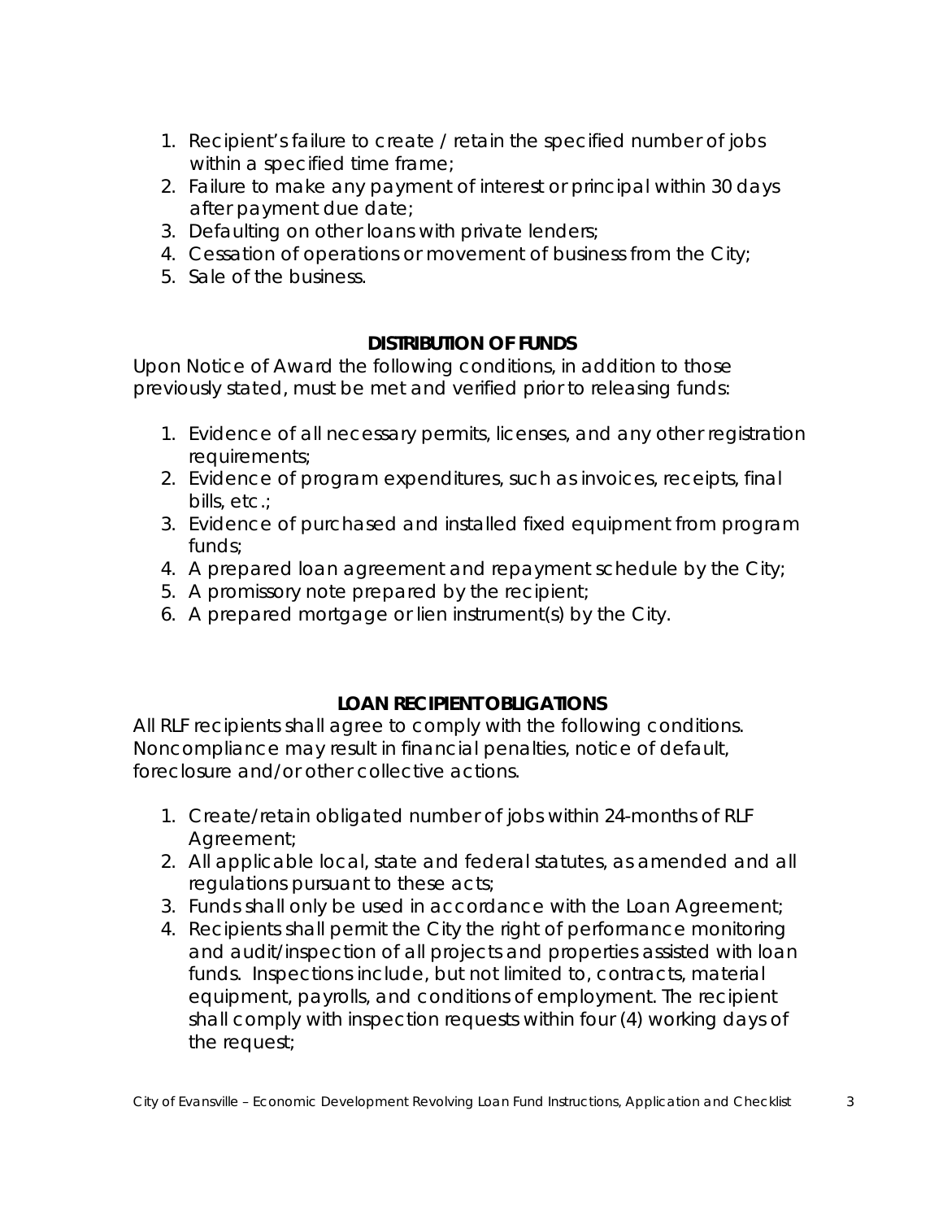1. Recipient's failure to create / retain the specified number of jobs within a specified time frame;
2. Failure to make any payment of interest or principal within 30 days after payment due date;
3. Defaulting on other loans with private lenders;
4. Cessation of operations or movement of business from the City;
5. Sale of the business.

**DISTRIBUTION OF FUNDS**

Upon Notice of Award the following conditions, in addition to those previously stated, must be met and verified prior to releasing funds:

1. Evidence of all necessary permits, licenses, and any other registration requirements;
2. Evidence of program expenditures, such as invoices, receipts, final bills, etc.;
3. Evidence of purchased and installed fixed equipment from program funds;
4. A prepared loan agreement and repayment schedule by the City;
5. A promissory note prepared by the recipient;
6. A prepared mortgage or lien instrument(s) by the City.

**LOAN RECIPIENT OBLIGATIONS**

All RLF recipients shall agree to comply with the following conditions. Noncompliance may result in financial penalties, notice of default, foreclosure and/or other collective actions.

1. Create/retain obligated number of jobs within 24-months of RLF Agreement;
2. All applicable local, state and federal statutes, as amended and all regulations pursuant to these acts;
3. Funds shall only be used in accordance with the Loan Agreement;
4. Recipients shall permit the City the right of performance monitoring and audit/inspection of all projects and properties assisted with loan funds. Inspections include, but not limited to, contracts, material equipment, payrolls, and conditions of employment. The recipient shall comply with inspection requests within four (4) working days of the request;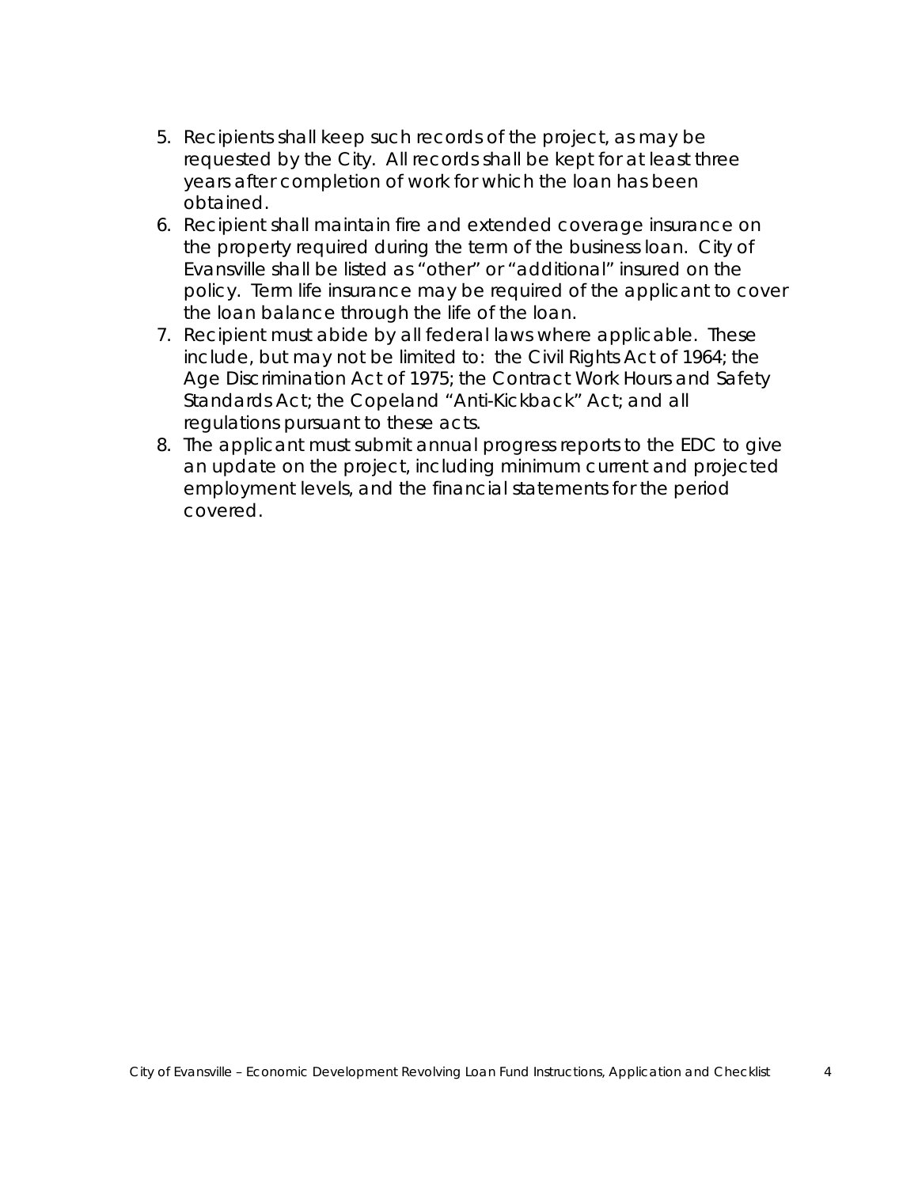5. Recipients shall keep such records of the project, as may be requested by the City. All records shall be kept for at least three years after completion of work for which the loan has been obtained.
6. Recipient shall maintain fire and extended coverage insurance on the property required during the term of the business loan. City of Evansville shall be listed as "other" or "additional" insured on the policy. Term life insurance may be required of the applicant to cover the loan balance through the life of the loan.
7. Recipient must abide by all federal laws where applicable. These include, but may not be limited to: the Civil Rights Act of 1964; the Age Discrimination Act of 1975; the Contract Work Hours and Safety Standards Act; the Copeland "Anti-Kickback" Act; and all regulations pursuant to these acts.
8. The applicant must submit annual progress reports to the EDC to give an update on the project, including minimum current and projected employment levels, and the financial statements for the period covered.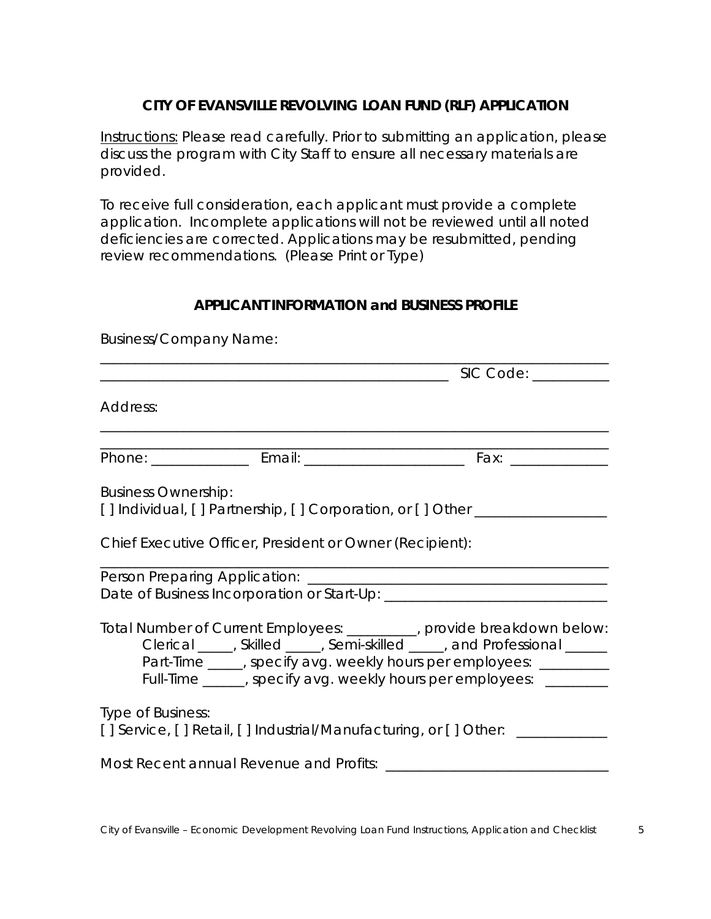**CITY OF EVANSVILLE REVOLVING LOAN FUND (RLF) APPLICATION**

Instructions: Please read carefully. Prior to submitting an application, please discuss the program with City Staff to ensure all necessary materials are provided.

To receive full consideration, each applicant must provide a complete application. Incomplete applications will not be reviewed until all noted deficiencies are corrected. Applications may be resubmitted, pending review recommendations. (Please Print or Type)

**APPLICANT INFORMATION and BUSINESS PROFILE**

Business/Company Name:

_______________________________________________________________________

__________________________________________________ SIC Code: __________

Address:

_______________________________________________________________________

_______________________________________________________________________

Phone: _____________ Email: ______________________ Fax: _____________

Business Ownership:

[ ] Individual, [ ] Partnership, [ ] Corporation, or [ ] Other _________________

Chief Executive Officer, President or Owner (Recipient):

_______________________________________________________________________

Person Preparing Application: ______________________________________

Date of Business Incorporation or Start-Up: ___________________________

Total Number of Current Employees: _________, provide breakdown below:

Clerical _____, Skilled _____, Semi-skilled _____, and Professional ______

Part-Time _____, specify avg. weekly hours per employees: _________

Full-Time ______, specify avg. weekly hours per employees: ________

Type of Business:

[ ] Service, [ ] Retail, [ ] Industrial/Manufacturing, or [ ] Other: ____________

Most Recent annual Revenue and Profits: ____________________________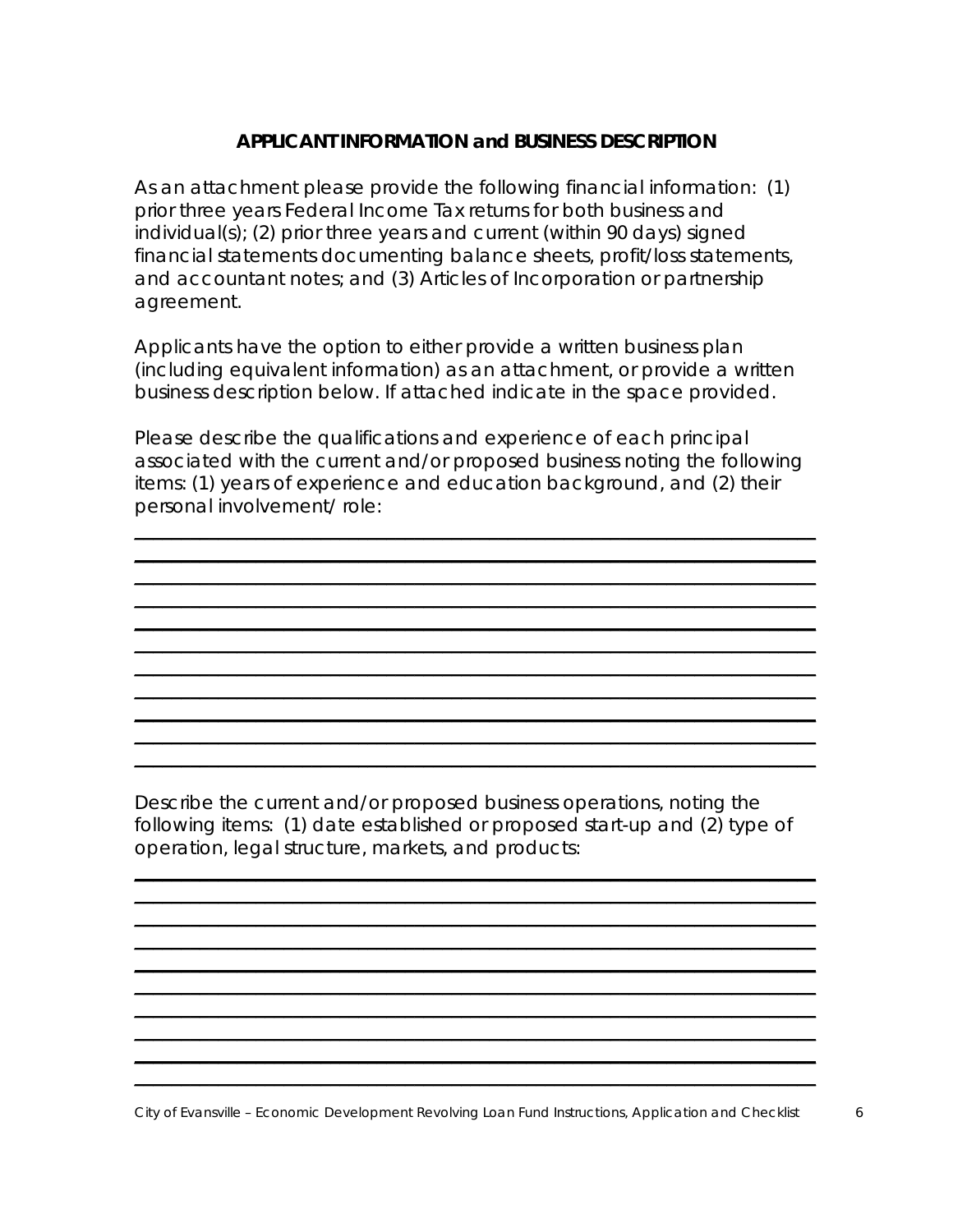**APPLICANT INFORMATION and BUSINESS DESCRIPTION**

As an attachment please provide the following financial information: (1) prior three years Federal Income Tax returns for both business and individual(s); (2) prior three years and current (within 90 days) signed financial statements documenting balance sheets, profit/loss statements, and accountant notes; and (3) Articles of Incorporation or partnership agreement.

Applicants have the option to either provide a written business plan (including equivalent information) as an attachment, or provide a written business description below. If attached indicate in the space provided.

Please describe the qualifications and experience of each principal associated with the current and/or proposed business noting the following items: (1) years of experience and education background, and (2) their personal involvement/ role:

___________________________________________________________________
___________________________________________________________________
___________________________________________________________________
___________________________________________________________________
___________________________________________________________________
___________________________________________________________________
___________________________________________________________________
___________________________________________________________________
___________________________________________________________________
___________________________________________________________________
___________________________________________________________________

Describe the current and/or proposed business operations, noting the following items: (1) date established or proposed start-up and (2) type of operation, legal structure, markets, and products:

___________________________________________________________________
___________________________________________________________________
___________________________________________________________________
___________________________________________________________________
___________________________________________________________________
___________________________________________________________________
___________________________________________________________________
___________________________________________________________________
___________________________________________________________________
___________________________________________________________________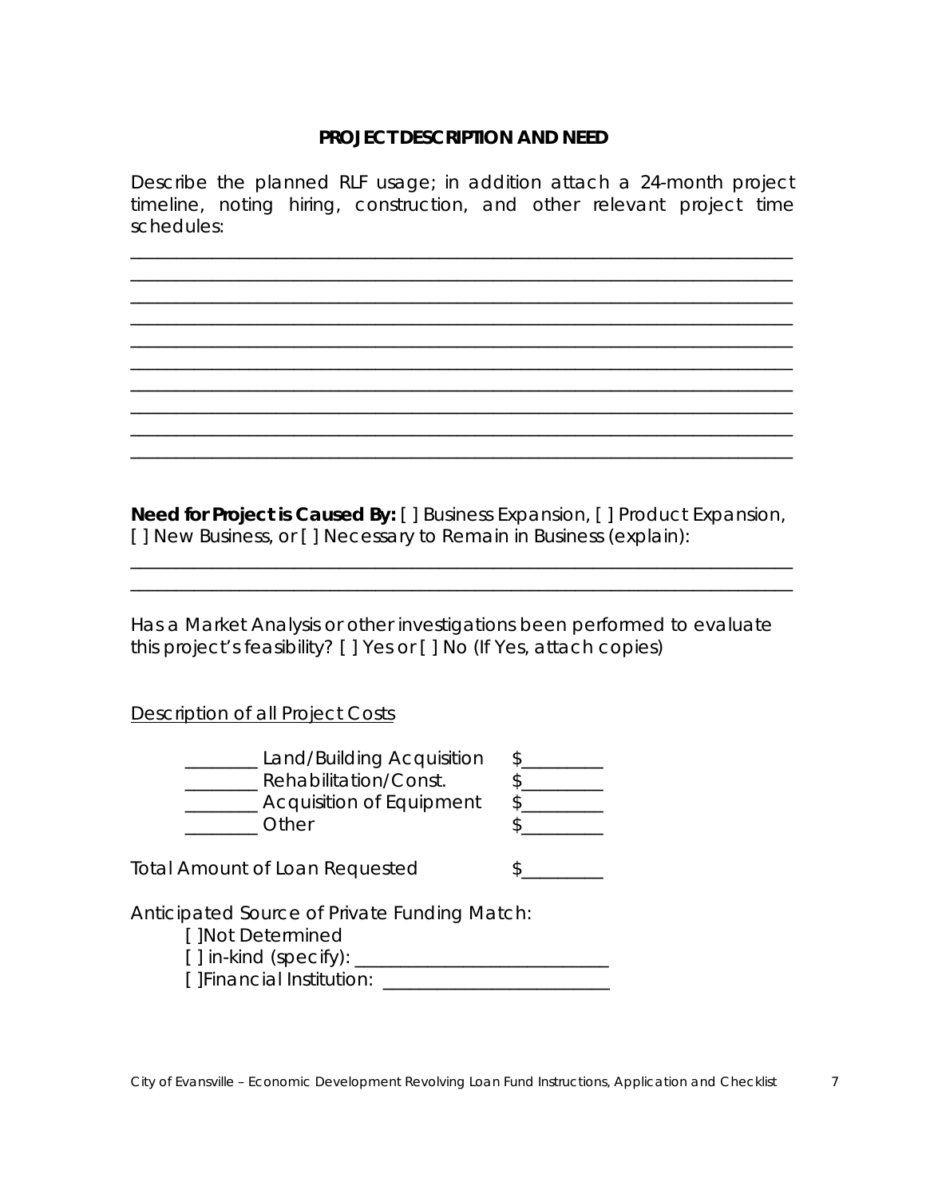## PROJECT DESCRIPTION AND NEED

Describe the planned RLF usage; in addition attach a 24-month project timeline, noting hiring, construction, and other relevant project time schedules:

_______________________________________________________________________
_______________________________________________________________________
_______________________________________________________________________
_______________________________________________________________________
_______________________________________________________________________
_______________________________________________________________________
_______________________________________________________________________
_______________________________________________________________________
_______________________________________________________________________
_______________________________________________________________________

**Need for Project is Caused By:** [ ] Business Expansion, [ ] Product Expansion, [ ] New Business, or [ ] Necessary to Remain in Business (explain):

_______________________________________________________________________
_______________________________________________________________________

Has a Market Analysis or other investigations been performed to evaluate this project's feasibility? [ ] Yes or [ ] No (If Yes, attach copies)

<u>Description of all Project Costs</u>

________ Land/Building Acquisition $_________
________ Rehabilitation/Const. $_________
________ Acquisition of Equipment $_________
________ Other $_________

Total Amount of Loan Requested $_________

Anticipated Source of Private Funding Match:

[ ]Not Determined
[ ] in-kind (specify): ___________________________
[ ]Financial Institution: _________________________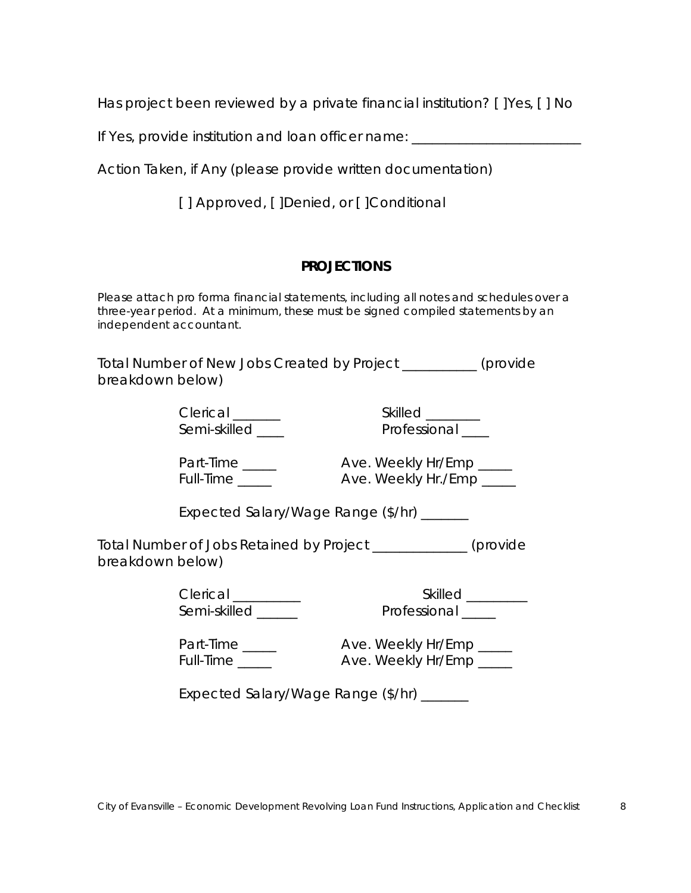Has project been reviewed by a private financial institution? [ ]Yes, [ ] No

If Yes, provide institution and loan officer name: ________________________

Action Taken, if Any (please provide written documentation)

[ ] Approved, [ ]Denied, or [ ]Conditional

## PROJECTIONS

*Please attach pro forma financial statements, including all notes and schedules over a three-year period. At a minimum, these must be signed compiled statements by an independent accountant.*

Total Number of New Jobs Created by Project __________ (provide breakdown below)

Clerical _______ Skilled ________
Semi-skilled ____ Professional ____

Part-Time _____ Ave. Weekly Hr/Emp _____
Full-Time _____ Ave. Weekly Hr./Emp _____

Expected Salary/Wage Range ($/hr) _______

Total Number of Jobs Retained by Project _____________ (provide breakdown below)

Clerical _________ Skilled _________
Semi-skilled ______ Professional _____

Part-Time _____ Ave. Weekly Hr/Emp _____
Full-Time _____ Ave. Weekly Hr/Emp _____

Expected Salary/Wage Range ($/hr) _______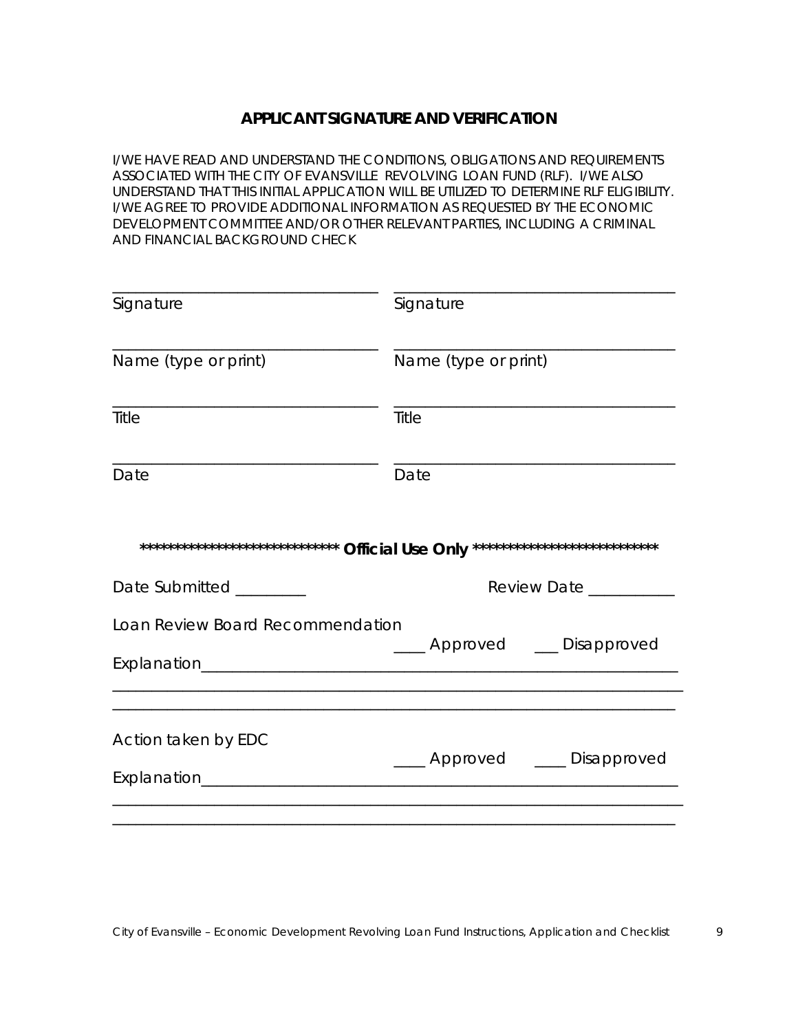## APPLICANT SIGNATURE AND VERIFICATION

I/WE HAVE READ AND UNDERSTAND THE CONDITIONS, OBLIGATIONS AND REQUIREMENTS ASSOCIATED WITH THE CITY OF EVANSVILLE REVOLVING LOAN FUND (RLF). I/WE ALSO UNDERSTAND THAT THIS INITIAL APPLICATION WILL BE UTILIZED TO DETERMINE RLF ELIGIBILITY. I/WE AGREE TO PROVIDE ADDITIONAL INFORMATION AS REQUESTED BY THE ECONOMIC DEVELOPMENT COMMITTEE AND/OR OTHER RELEVANT PARTIES, INCLUDING A CRIMINAL AND FINANCIAL BACKGROUND CHECK

| | |
|---|---|
| ______________________________ | ______________________________ |
| Signature | Signature |
| ______________________________ | ______________________________ |
| Name (type or print) | Name (type or print) |
| ______________________________ | ______________________________ |
| Title | Title |
| ______________________________ | ______________________________ |
| Date | Date |

****************************** **Official Use Only** ****************************

Date Submitted _________ Review Date ___________

Loan Review Board Recommendation ____ Approved ___ Disapproved

Explanation_______________________________________________________

__________________________________________________________________

__________________________________________________________________

Action taken by EDC ____ Approved ____ Disapproved

Explanation_______________________________________________________

__________________________________________________________________

__________________________________________________________________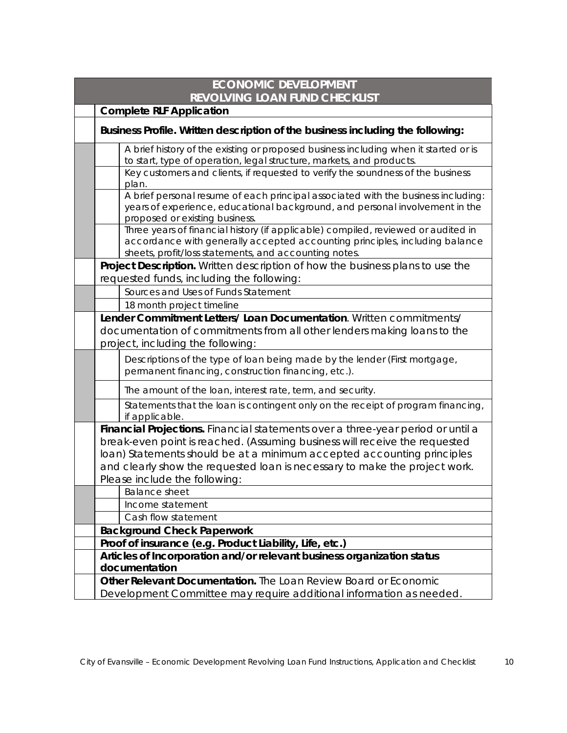| ECONOMIC DEVELOPMENT<br>REVOLVING LOAN FUND CHECKLIST | | |
|---|---|---|
| | **Complete RLF Application** | |
| | **Business Profile. Written description of the business including the following:** | |
| | | A brief history of the existing or proposed business including when it started or is to start, type of operation, legal structure, markets, and products. |
| | | Key customers and clients, if requested to verify the soundness of the business plan. |
| | | A brief personal resume of each principal associated with the business including: years of experience, educational background, and personal involvement in the proposed or existing business. |
| | | Three years of financial history (if applicable) compiled, reviewed or audited in accordance with generally accepted accounting principles, including balance sheets, profit/loss statements, and accounting notes. |
| | **Project Description.** Written description of how the business plans to use the requested funds, including the following: | |
| | | Sources and Uses of Funds Statement |
| | | 18 month project timeline |
| | **Lender Commitment Letters/ Loan Documentation**. Written commitments/ documentation of commitments from all other lenders making loans to the project, including the following: | |
| | | Descriptions of the type of loan being made by the lender (First mortgage, permanent financing, construction financing, etc.). |
| | | The amount of the loan, interest rate, term, and security. |
| | | Statements that the loan is contingent only on the receipt of program financing, if applicable. |
| | **Financial Projections.** Financial statements over a three-year period or until a break-even point is reached. (Assuming business will receive the requested loan) Statements should be at a minimum accepted accounting principles and clearly show the requested loan is necessary to make the project work. Please include the following: | |
| | | Balance sheet |
| | | Income statement |
| | | Cash flow statement |
| | **Background Check Paperwork** | |
| | **Proof of insurance (e.g. Product Liability, Life, etc.)** | |
| | **Articles of Incorporation and/or relevant business organization status documentation** | |
| | **Other Relevant Documentation.** The Loan Review Board or Economic Development Committee may require additional information as needed. | |